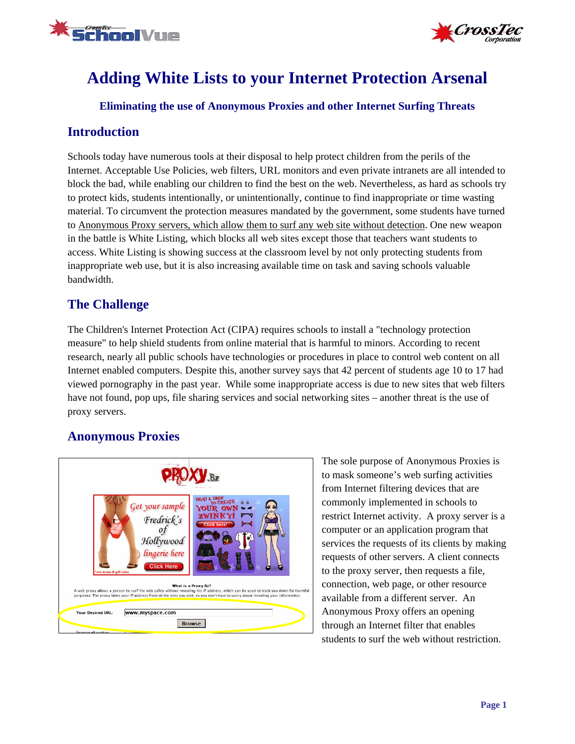# Adding White Lists to your Internet Protection Arsenal

### Eliminating the use of Anonymous Proxies and other Internet Surfing Threats

## Introduction

Schools today have numerous tools at their disposal to help protect children from the perils of the Internet. Acceptable Use Policies, web filters, URL monitors and even private intranets are all intended to block the bad, while enabling our children to find the best on the web. Nevertheless, as hard as schools try to protect kids, students intentionally, or unintentionally, continue to find inappropriate or time wasting material. To circumvent the protection measures mandated by the government, some students have turned to Anonymous Proxy servers, which allow them to surf any web site without detection. One new weapon in the battle is White Listing, which blocks all web sites except those that teachers want students to access. White Listing is showing success at the classroom level by not only protecting students from inappropriate web use, but it is also increasing available time on task and saving schools valuable bandwidth.

## The Challenge

The Children's Internet Protection Act (CIPA) requires schools to install a "technology protection measure" to help shield students from online material that is harmful to minors. According to recent research, nearly all public schools have technologies or procedures in place to control web content on all Internet enabled computers. Despite this, another survey says that 42 percent of students age 10 to 17 had viewed pornography in the past year. While some inappropriate access is due to new sites that web filters have not found, pop ups, file sharing services and social networking sites – another threat is the use of proxy servers.

## Anonymous Proxies

The sole purpose of Anonymous Proxies is to mask someone's web surfing activities from Internet filtering devices that are commonly implemented in schools to restrict Internet activity. A proxy server is a computer or an application program that services the requests of its clients by making requests of other servers. A client connects to the proxy server, then requests a file, connection, web page, or other resource available from a different server. An Anonymous Proxy offers an opening through an Internet filter that enables students to surf the web without restriction.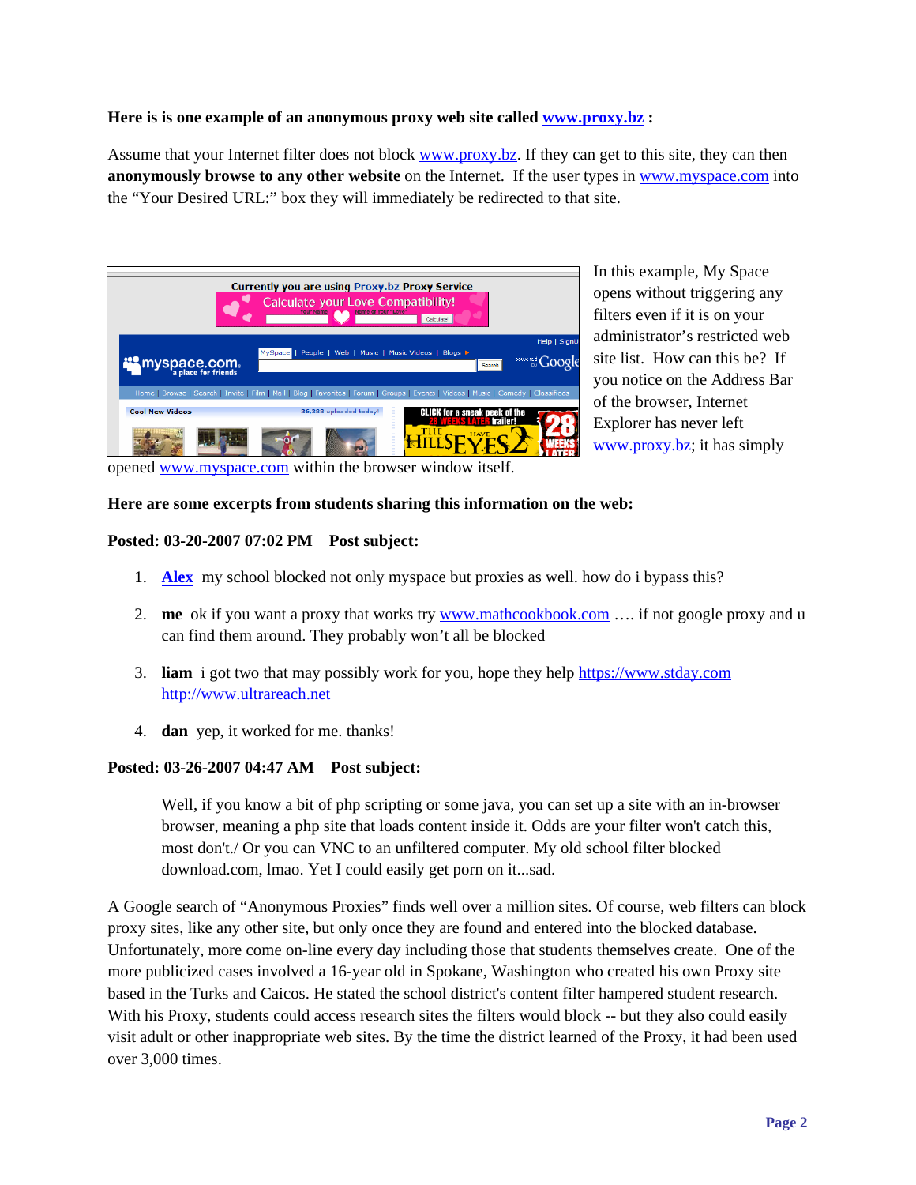**Here is is one example of an anonymous proxy web site called www.proxy.bz :**

Assume that your Internet filter does not block www.proxy.bz. If they can get to this site, they can then **anonymously browse to any other website** on the Internet. If the user types in www.myspace.com into the "Your Desired URL:" box they will immediately be redirected to that site.

In this example, My Space opens without triggering any filters even if it is on your administrator's restricted web site list. How can this be? If you notice on the Address Bar of the browser, Internet Explorer has never left www.proxy.bz; it has simply opened www.myspace.com within the browser window itself.

**Here are some excerpts from students sharing this information on the web:**

**Posted: 03-20-2007 07:02 PM Post subject:**

1. **Alex** my school blocked not only myspace but proxies as well. how do i bypass this?
2. **me** ok if you want a proxy that works try www.mathcookbook.com …. if not google proxy and u can find them around. They probably won't all be blocked
3. **liam** i got two that may possibly work for you, hope they help https://www.stday.com http://www.ultrareach.net
4. **dan** yep, it worked for me. thanks!

**Posted: 03-26-2007 04:47 AM Post subject:**

> Well, if you know a bit of php scripting or some java, you can set up a site with an in-browser browser, meaning a php site that loads content inside it. Odds are your filter won't catch this, most don't./ Or you can VNC to an unfiltered computer. My old school filter blocked download.com, lmao. Yet I could easily get porn on it...sad.

A Google search of "Anonymous Proxies" finds well over a million sites. Of course, web filters can block proxy sites, like any other site, but only once they are found and entered into the blocked database. Unfortunately, more come on-line every day including those that students themselves create. One of the more publicized cases involved a 16-year old in Spokane, Washington who created his own Proxy site based in the Turks and Caicos. He stated the school district's content filter hampered student research. With his Proxy, students could access research sites the filters would block -- but they also could easily visit adult or other inappropriate web sites. By the time the district learned of the Proxy, it had been used over 3,000 times.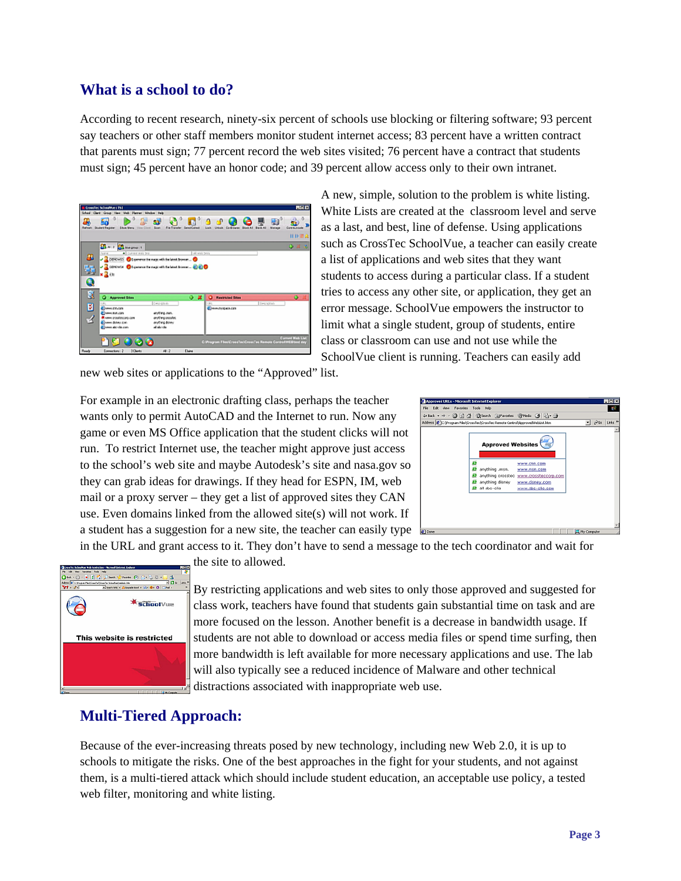## What is a school to do?

According to recent research, ninety-six percent of schools use blocking or filtering software; 93 percent say teachers or other staff members monitor student internet access; 83 percent have a written contract that parents must sign; 77 percent record the web sites visited; 76 percent have a contract that students must sign; 45 percent have an honor code; and 39 percent allow access only to their own intranet.

A new, simple, solution to the problem is white listing. White Lists are created at the classroom level and serve as a last, and best, line of defense. Using applications such as CrossTec SchoolVue, a teacher can easily create a list of applications and web sites that they want students to access during a particular class. If a student tries to access any other site, or application, they get an error message. SchoolVue empowers the instructor to limit what a single student, group of students, entire class or classroom can use and not use while the SchoolVue client is running. Teachers can easily add new web sites or applications to the "Approved" list.

For example in an electronic drafting class, perhaps the teacher wants only to permit AutoCAD and the Internet to run. Now any game or even MS Office application that the student clicks will not run. To restrict Internet use, the teacher might approve just access to the school's web site and maybe Autodesk's site and nasa.gov so they can grab ideas for drawings. If they head for ESPN, IM, web mail or a proxy server – they get a list of approved sites they CAN use. Even domains linked from the allowed site(s) will not work. If a student has a suggestion for a new site, the teacher can easily type in the URL and grant access to it. They don't have to send a message to the tech coordinator and wait for the site to allowed.

By restricting applications and web sites to only those approved and suggested for class work, teachers have found that students gain substantial time on task and are more focused on the lesson. Another benefit is a decrease in bandwidth usage. If students are not able to download or access media files or spend time surfing, then more bandwidth is left available for more necessary applications and use. The lab will also typically see a reduced incidence of Malware and other technical distractions associated with inappropriate web use.

## Multi-Tiered Approach:

Because of the ever-increasing threats posed by new technology, including new Web 2.0, it is up to schools to mitigate the risks. One of the best approaches in the fight for your students, and not against them, is a multi-tiered attack which should include student education, an acceptable use policy, a tested web filter, monitoring and white listing.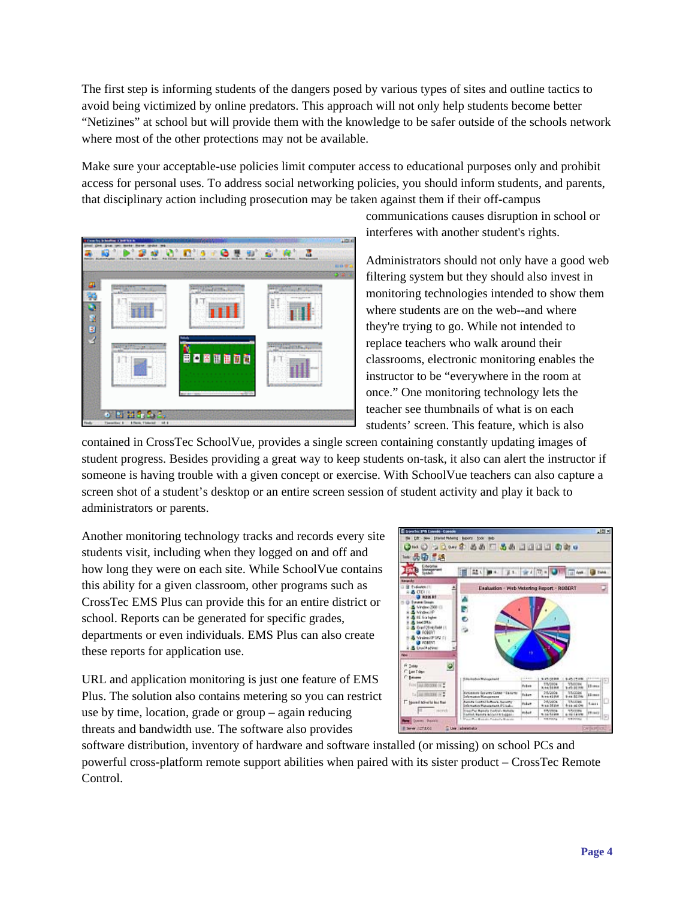The first step is informing students of the dangers posed by various types of sites and outline tactics to avoid being victimized by online predators. This approach will not only help students become better "Netizines" at school but will provide them with the knowledge to be safer outside of the schools network where most of the other protections may not be available.

Make sure your acceptable-use policies limit computer access to educational purposes only and prohibit access for personal uses. To address social networking policies, you should inform students, and parents, that disciplinary action including prosecution may be taken against them if their off-campus communications causes disruption in school or interferes with another student's rights.

Administrators should not only have a good web filtering system but they should also invest in monitoring technologies intended to show them where students are on the web--and where they're trying to go. While not intended to replace teachers who walk around their classrooms, electronic monitoring enables the instructor to be "everywhere in the room at once." One monitoring technology lets the teacher see thumbnails of what is on each students' screen. This feature, which is also contained in CrossTec SchoolVue, provides a single screen containing constantly updating images of student progress. Besides providing a great way to keep students on-task, it also can alert the instructor if someone is having trouble with a given concept or exercise. With SchoolVue teachers can also capture a screen shot of a student's desktop or an entire screen session of student activity and play it back to administrators or parents.

Another monitoring technology tracks and records every site students visit, including when they logged on and off and how long they were on each site. While SchoolVue contains this ability for a given classroom, other programs such as CrossTec EMS Plus can provide this for an entire district or school. Reports can be generated for specific grades, departments or even individuals. EMS Plus can also create these reports for application use.

URL and application monitoring is just one feature of EMS Plus. The solution also contains metering so you can restrict use by time, location, grade or group – again reducing threats and bandwidth use. The software also provides software distribution, inventory of hardware and software installed (or missing) on school PCs and powerful cross-platform remote support abilities when paired with its sister product – CrossTec Remote Control.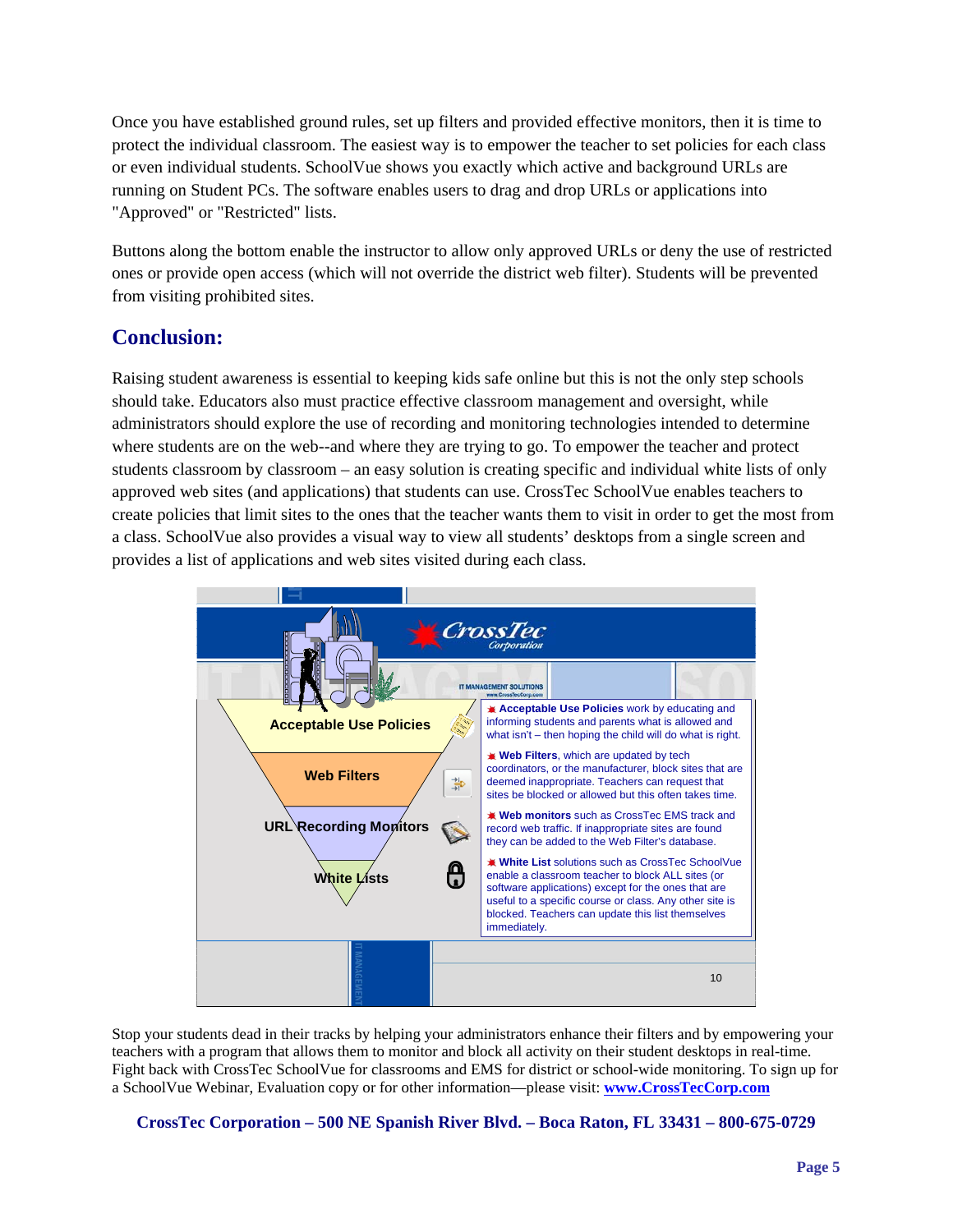Once you have established ground rules, set up filters and provided effective monitors, then it is time to protect the individual classroom. The easiest way is to empower the teacher to set policies for each class or even individual students. SchoolVue shows you exactly which active and background URLs are running on Student PCs. The software enables users to drag and drop URLs or applications into "Approved" or "Restricted" lists.

Buttons along the bottom enable the instructor to allow only approved URLs or deny the use of restricted ones or provide open access (which will not override the district web filter). Students will be prevented from visiting prohibited sites.

## Conclusion:

Raising student awareness is essential to keeping kids safe online but this is not the only step schools should take. Educators also must practice effective classroom management and oversight, while administrators should explore the use of recording and monitoring technologies intended to determine where students are on the web--and where they are trying to go. To empower the teacher and protect students classroom by classroom – an easy solution is creating specific and individual white lists of only approved web sites (and applications) that students can use. CrossTec SchoolVue enables teachers to create policies that limit sites to the ones that the teacher wants them to visit in order to get the most from a class. SchoolVue also provides a visual way to view all students' desktops from a single screen and provides a list of applications and web sites visited during each class.

CrossTec Corporation

IT MANAGEMENT SOLUTIONS

www.CrossTecCorp.com

Acceptable Use Policies

Web Filters

URL Recording Monitors

White Lists

**Acceptable Use Policies** work by educating and informing students and parents what is allowed and what isn't – then hoping the child will do what is right.

**Web Filters**, which are updated by tech coordinators, or the manufacturer, block sites that are deemed inappropriate. Teachers can request that sites be blocked or allowed but this often takes time.

**Web monitors** such as CrossTec EMS track and record web traffic. If inappropriate sites are found they can be added to the Web Filter's database.

**White List** solutions such as CrossTec SchoolVue enable a classroom teacher to block ALL sites (or software applications) except for the ones that are useful to a specific course or class. Any other site is blocked. Teachers can update this list themselves immediately.

10

Stop your students dead in their tracks by helping your administrators enhance their filters and by empowering your teachers with a program that allows them to monitor and block all activity on their student desktops in real-time. Fight back with CrossTec SchoolVue for classrooms and EMS for district or school-wide monitoring. To sign up for a SchoolVue Webinar, Evaluation copy or for other information—please visit: **www.CrossTecCorp.com**

**CrossTec Corporation – 500 NE Spanish River Blvd. – Boca Raton, FL 33431 – 800-675-0729**